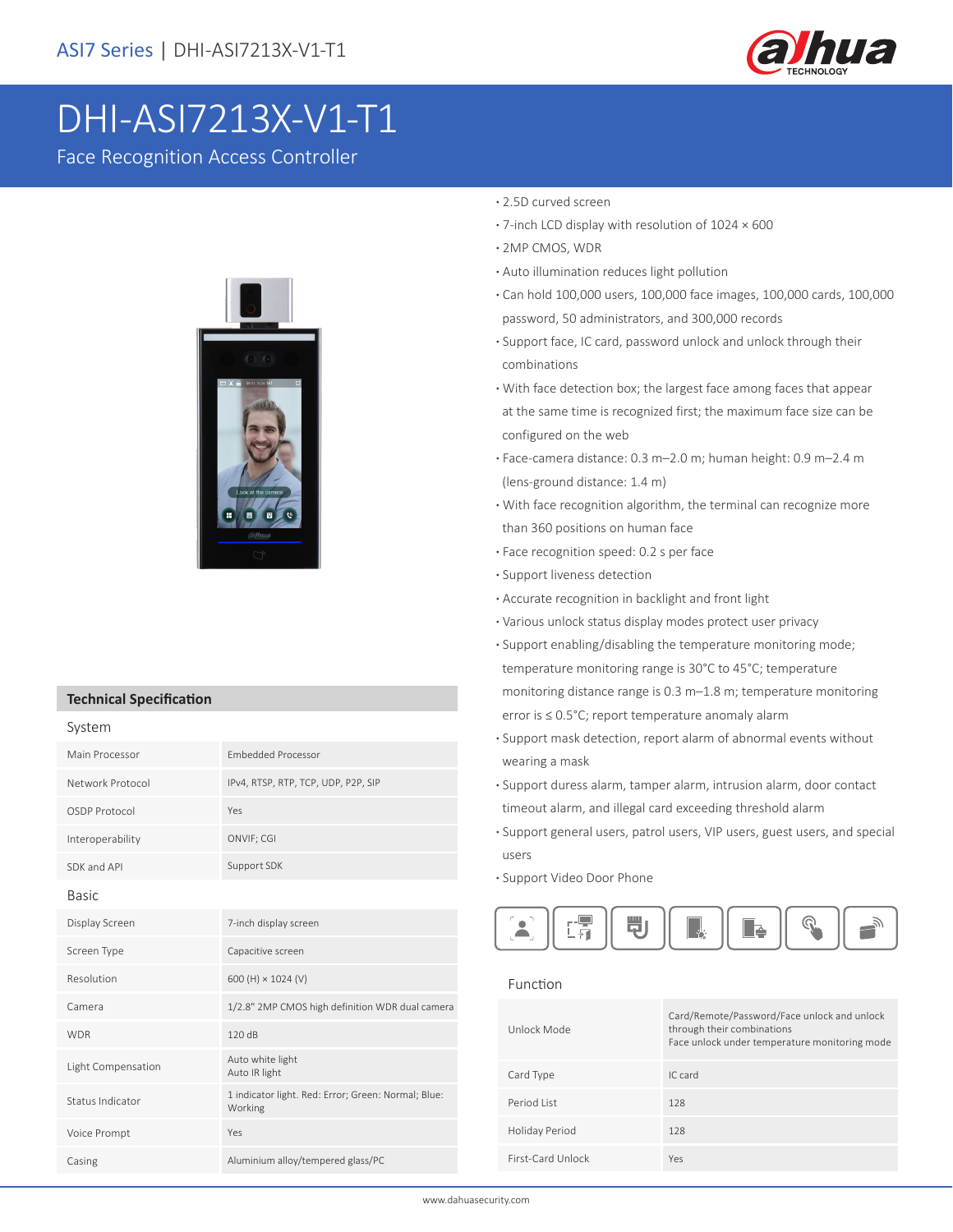# DHI-ASI7213X-V1-T1

## Face Recognition Access Controller

- 2.5D curved screen
- 7-inch LCD display with resolution of 1024 × 600
- 2MP CMOS, WDR
- Auto illumination reduces light pollution
- Can hold 100,000 users, 100,000 face images, 100,000 cards, 100,000 password, 50 administrators, and 300,000 records
- Support face, IC card, password unlock and unlock through their combinations
- With face detection box; the largest face among faces that appear at the same time is recognized first; the maximum face size can be configured on the web
- Face-camera distance: 0.3 m–2.0 m; human height: 0.9 m–2.4 m (lens-ground distance: 1.4 m)
- With face recognition algorithm, the terminal can recognize more than 360 positions on human face
- Face recognition speed: 0.2 s per face
- Support liveness detection
- Accurate recognition in backlight and front light
- Various unlock status display modes protect user privacy
- Support enabling/disabling the temperature monitoring mode; temperature monitoring range is 30°C to 45°C; temperature monitoring distance range is 0.3 m–1.8 m; temperature monitoring error is ≤ 0.5°C; report temperature anomaly alarm
- Support mask detection, report alarm of abnormal events without wearing a mask
- Support duress alarm, tamper alarm, intrusion alarm, door contact timeout alarm, and illegal card exceeding threshold alarm
- Support general users, patrol users, VIP users, guest users, and special users
- Support Video Door Phone

## Technical Specification

### System

| | |
|---|---|
| Main Processor | Embedded Processor |
| Network Protocol | IPv4, RTSP, RTP, TCP, UDP, P2P, SIP |
| OSDP Protocol | Yes |
| Interoperability | ONVIF; CGI |
| SDK and API | Support SDK |

### Basic

| | |
|---|---|
| Display Screen | 7-inch display screen |
| Screen Type | Capacitive screen |
| Resolution | 600 (H) × 1024 (V) |
| Camera | 1/2.8" 2MP CMOS high definition WDR dual camera |
| WDR | 120 dB |
| Light Compensation | Auto white light<br>Auto IR light |
| Status Indicator | 1 indicator light. Red: Error; Green: Normal; Blue: Working |
| Voice Prompt | Yes |
| Casing | Aluminium alloy/tempered glass/PC |

### Function

| | |
|---|---|
| Unlock Mode | Card/Remote/Password/Face unlock and unlock through their combinations<br>Face unlock under temperature monitoring mode |
| Card Type | IC card |
| Period List | 128 |
| Holiday Period | 128 |
| First-Card Unlock | Yes |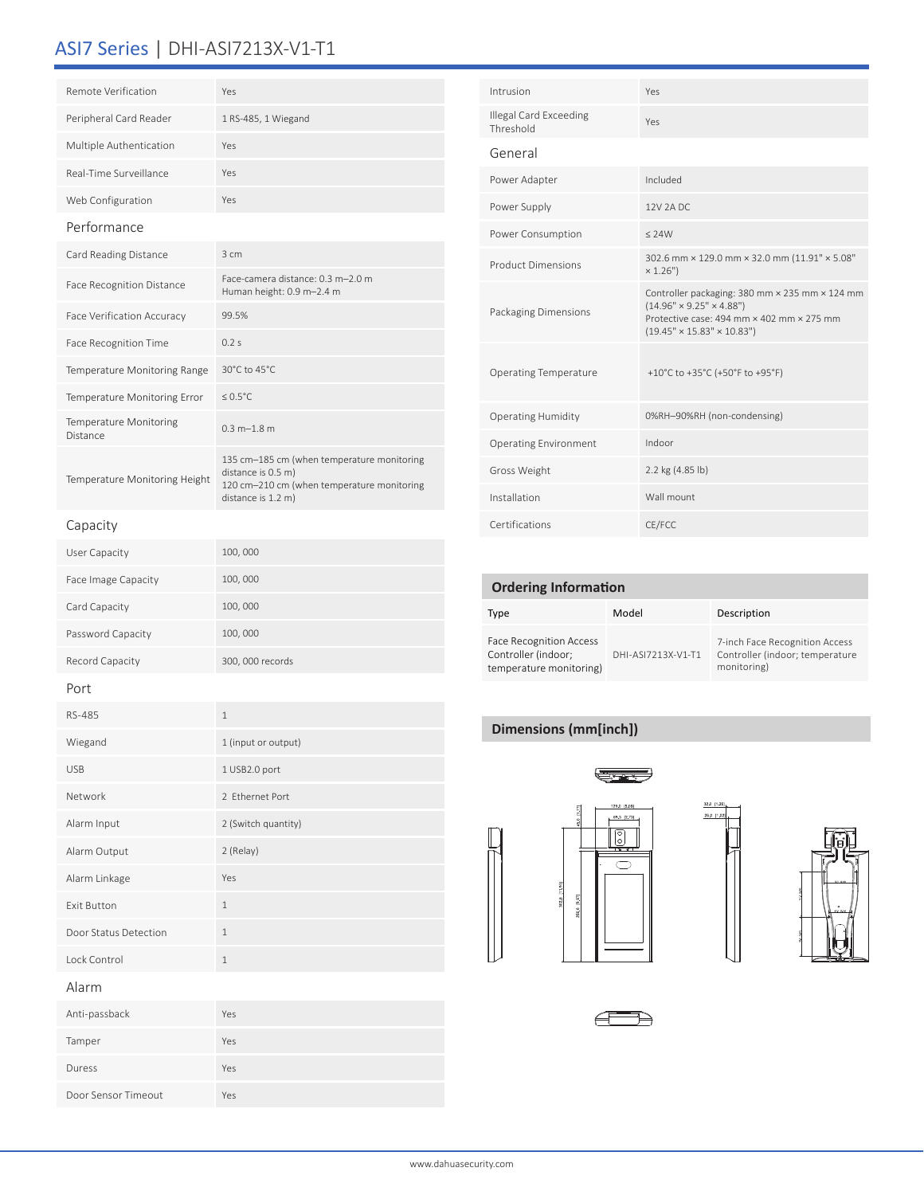# ASI7 Series | DHI-ASI7213X-V1-T1

| | |
|---|---|
| Remote Verification | Yes |
| Peripheral Card Reader | 1 RS-485, 1 Wiegand |
| Multiple Authentication | Yes |
| Real-Time Surveillance | Yes |
| Web Configuration | Yes |

## Performance

| | |
|---|---|
| Card Reading Distance | 3 cm |
| Face Recognition Distance | Face-camera distance: 0.3 m–2.0 m<br>Human height: 0.9 m–2.4 m |
| Face Verification Accuracy | 99.5% |
| Face Recognition Time | 0.2 s |
| Temperature Monitoring Range | 30°C to 45°C |
| Temperature Monitoring Error | ≤ 0.5°C |
| Temperature Monitoring Distance | 0.3 m–1.8 m |
| Temperature Monitoring Height | 135 cm–185 cm (when temperature monitoring distance is 0.5 m)<br>120 cm–210 cm (when temperature monitoring distance is 1.2 m) |

## Capacity

| | |
|---|---|
| User Capacity | 100, 000 |
| Face Image Capacity | 100, 000 |
| Card Capacity | 100, 000 |
| Password Capacity | 100, 000 |
| Record Capacity | 300, 000 records |

## Port

| | |
|---|---|
| RS-485 | 1 |
| Wiegand | 1 (input or output) |
| USB | 1 USB2.0 port |
| Network | 2 Ethernet Port |
| Alarm Input | 2 (Switch quantity) |
| Alarm Output | 2 (Relay) |
| Alarm Linkage | Yes |
| Exit Button | 1 |
| Door Status Detection | 1 |
| Lock Control | 1 |

## Alarm

| | |
|---|---|
| Anti-passback | Yes |
| Tamper | Yes |
| Duress | Yes |
| Door Sensor Timeout | Yes |
| Intrusion | Yes |
| Illegal Card Exceeding Threshold | Yes |

## General

| | |
|---|---|
| Power Adapter | Included |
| Power Supply | 12V 2A DC |
| Power Consumption | ≤ 24W |
| Product Dimensions | 302.6 mm × 129.0 mm × 32.0 mm (11.91" × 5.08" × 1.26") |
| Packaging Dimensions | Controller packaging: 380 mm × 235 mm × 124 mm (14.96" × 9.25" × 4.88")<br>Protective case: 494 mm × 402 mm × 275 mm (19.45" × 15.83" × 10.83") |
| Operating Temperature | +10°C to +35°C (+50°F to +95°F) |
| Operating Humidity | 0%RH–90%RH (non-condensing) |
| Operating Environment | Indoor |
| Gross Weight | 2.2 kg (4.85 lb) |
| Installation | Wall mount |
| Certifications | CE/FCC |

## Ordering Information

| Type | Model | Description |
|---|---|---|
| Face Recognition Access Controller (indoor; temperature monitoring) | DHI-ASI7213X-V1-T1 | 7-inch Face Recognition Access Controller (indoor; temperature monitoring) |

## Dimensions (mm[inch])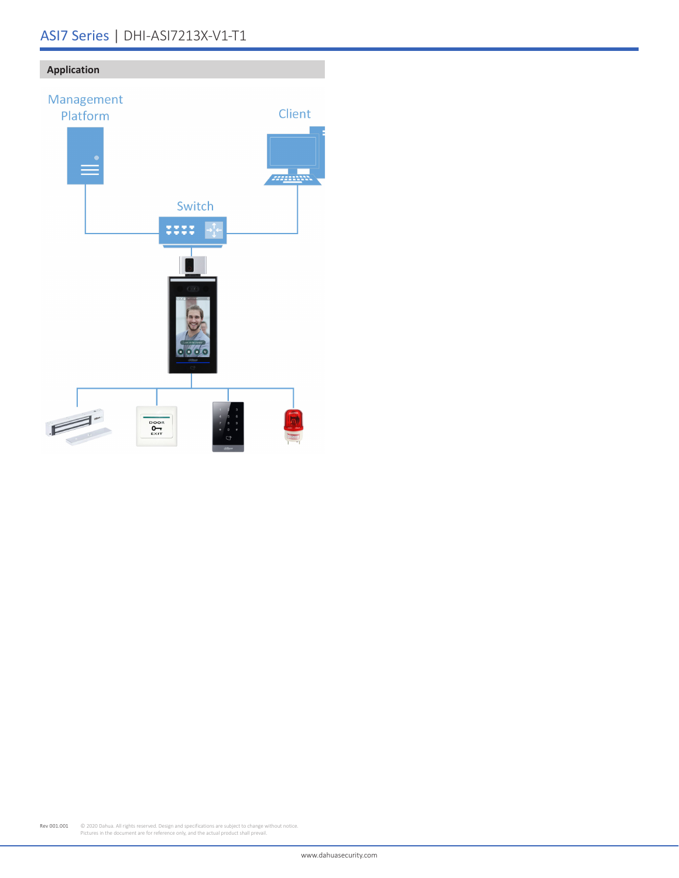## Application

Management Platform

Client

Switch

Rev 001.001

© 2020 Dahua. All rights reserved. Design and specifications are subject to change without notice.
Pictures in the document are for reference only, and the actual product shall prevail.